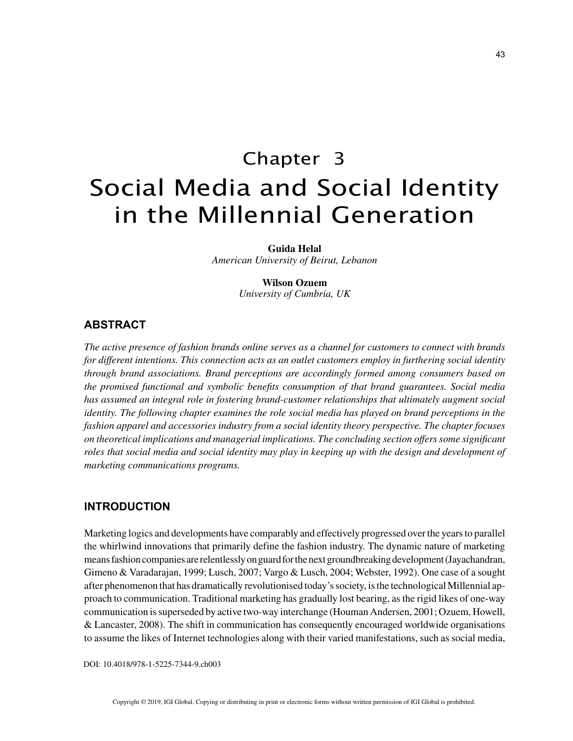# Chapter 3
# Social Media and Social Identity in the Millennial Generation

**Guida Helal**
*American University of Beirut, Lebanon*

**Wilson Ozuem**
*University of Cumbria, UK*

## ABSTRACT

*The active presence of fashion brands online serves as a channel for customers to connect with brands for different intentions. This connection acts as an outlet customers employ in furthering social identity through brand associations. Brand perceptions are accordingly formed among consumers based on the promised functional and symbolic benefits consumption of that brand guarantees. Social media has assumed an integral role in fostering brand-customer relationships that ultimately augment social identity. The following chapter examines the role social media has played on brand perceptions in the fashion apparel and accessories industry from a social identity theory perspective. The chapter focuses on theoretical implications and managerial implications. The concluding section offers some significant roles that social media and social identity may play in keeping up with the design and development of marketing communications programs.*

## INTRODUCTION

Marketing logics and developments have comparably and effectively progressed over the years to parallel the whirlwind innovations that primarily define the fashion industry. The dynamic nature of marketing means fashion companies are relentlessly on guard for the next groundbreaking development (Jayachandran, Gimeno & Varadarajan, 1999; Lusch, 2007; Vargo & Lusch, 2004; Webster, 1992). One case of a sought after phenomenon that has dramatically revolutionised today's society, is the technological Millennial approach to communication. Traditional marketing has gradually lost bearing, as the rigid likes of one-way communication is superseded by active two-way interchange (Houman Andersen, 2001; Ozuem, Howell, & Lancaster, 2008). The shift in communication has consequently encouraged worldwide organisations to assume the likes of Internet technologies along with their varied manifestations, such as social media,

DOI: 10.4018/978-1-5225-7344-9.ch003

Copyright © 2019, IGI Global. Copying or distributing in print or electronic forms without written permission of IGI Global is prohibited.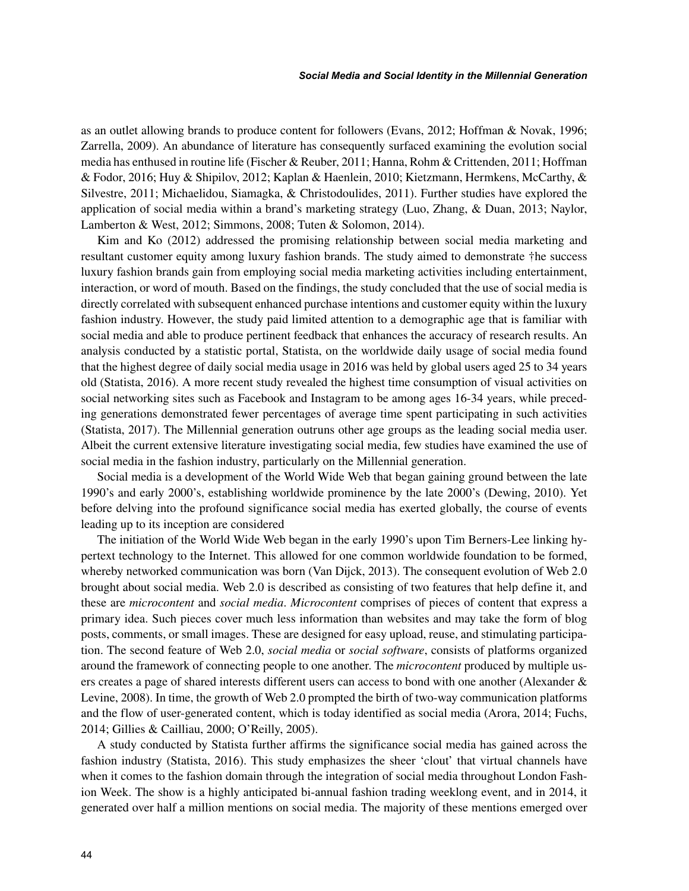as an outlet allowing brands to produce content for followers (Evans, 2012; Hoffman & Novak, 1996; Zarrella, 2009). An abundance of literature has consequently surfaced examining the evolution social media has enthused in routine life (Fischer & Reuber, 2011; Hanna, Rohm & Crittenden, 2011; Hoffman & Fodor, 2016; Huy & Shipilov, 2012; Kaplan & Haenlein, 2010; Kietzmann, Hermkens, McCarthy, & Silvestre, 2011; Michaelidou, Siamagka, & Christodoulides, 2011). Further studies have explored the application of social media within a brand's marketing strategy (Luo, Zhang, & Duan, 2013; Naylor, Lamberton & West, 2012; Simmons, 2008; Tuten & Solomon, 2014).

Kim and Ko (2012) addressed the promising relationship between social media marketing and resultant customer equity among luxury fashion brands. The study aimed to demonstrate †he success luxury fashion brands gain from employing social media marketing activities including entertainment, interaction, or word of mouth. Based on the findings, the study concluded that the use of social media is directly correlated with subsequent enhanced purchase intentions and customer equity within the luxury fashion industry. However, the study paid limited attention to a demographic age that is familiar with social media and able to produce pertinent feedback that enhances the accuracy of research results. An analysis conducted by a statistic portal, Statista, on the worldwide daily usage of social media found that the highest degree of daily social media usage in 2016 was held by global users aged 25 to 34 years old (Statista, 2016). A more recent study revealed the highest time consumption of visual activities on social networking sites such as Facebook and Instagram to be among ages 16-34 years, while preceding generations demonstrated fewer percentages of average time spent participating in such activities (Statista, 2017). The Millennial generation outruns other age groups as the leading social media user. Albeit the current extensive literature investigating social media, few studies have examined the use of social media in the fashion industry, particularly on the Millennial generation.

Social media is a development of the World Wide Web that began gaining ground between the late 1990's and early 2000's, establishing worldwide prominence by the late 2000's (Dewing, 2010). Yet before delving into the profound significance social media has exerted globally, the course of events leading up to its inception are considered

The initiation of the World Wide Web began in the early 1990's upon Tim Berners-Lee linking hypertext technology to the Internet. This allowed for one common worldwide foundation to be formed, whereby networked communication was born (Van Dijck, 2013). The consequent evolution of Web 2.0 brought about social media. Web 2.0 is described as consisting of two features that help define it, and these are *microcontent* and *social media*. *Microcontent* comprises of pieces of content that express a primary idea. Such pieces cover much less information than websites and may take the form of blog posts, comments, or small images. These are designed for easy upload, reuse, and stimulating participation. The second feature of Web 2.0, *social media* or *social software*, consists of platforms organized around the framework of connecting people to one another. The *microcontent* produced by multiple users creates a page of shared interests different users can access to bond with one another (Alexander & Levine, 2008). In time, the growth of Web 2.0 prompted the birth of two-way communication platforms and the flow of user-generated content, which is today identified as social media (Arora, 2014; Fuchs, 2014; Gillies & Cailliau, 2000; O'Reilly, 2005).

A study conducted by Statista further affirms the significance social media has gained across the fashion industry (Statista, 2016). This study emphasizes the sheer 'clout' that virtual channels have when it comes to the fashion domain through the integration of social media throughout London Fashion Week. The show is a highly anticipated bi-annual fashion trading weeklong event, and in 2014, it generated over half a million mentions on social media. The majority of these mentions emerged over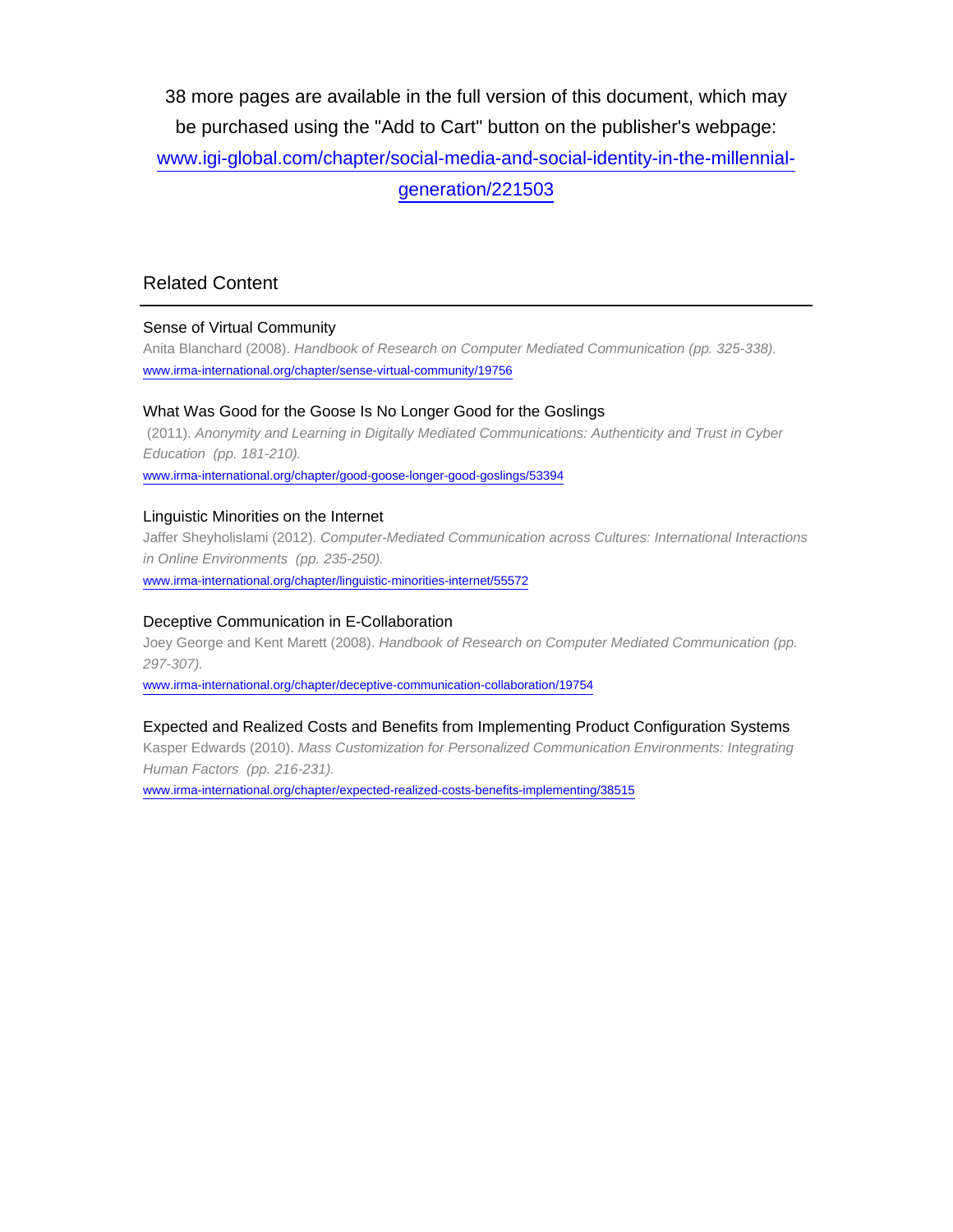38 more pages are available in the full version of this document, which may be purchased using the "Add to Cart" button on the publisher's webpage: [www.igi-global.com/chapter/social-media-and-social-identity-in-the-millennial-generation/221503](www.igi-global.com/chapter/social-media-and-social-identity-in-the-millennial-generation/221503)

## Related Content

**Sense of Virtual Community**
Anita Blanchard (2008). *Handbook of Research on Computer Mediated Communication (pp. 325-338).*
[www.irma-international.org/chapter/sense-virtual-community/19756](www.irma-international.org/chapter/sense-virtual-community/19756)

**What Was Good for the Goose Is No Longer Good for the Goslings**
(2011). *Anonymity and Learning in Digitally Mediated Communications: Authenticity and Trust in Cyber Education (pp. 181-210).*
[www.irma-international.org/chapter/good-goose-longer-good-goslings/53394](www.irma-international.org/chapter/good-goose-longer-good-goslings/53394)

**Linguistic Minorities on the Internet**
Jaffer Sheyholislami (2012). *Computer-Mediated Communication across Cultures: International Interactions in Online Environments (pp. 235-250).*
[www.irma-international.org/chapter/linguistic-minorities-internet/55572](www.irma-international.org/chapter/linguistic-minorities-internet/55572)

**Deceptive Communication in E-Collaboration**
Joey George and Kent Marett (2008). *Handbook of Research on Computer Mediated Communication (pp. 297-307).*
[www.irma-international.org/chapter/deceptive-communication-collaboration/19754](www.irma-international.org/chapter/deceptive-communication-collaboration/19754)

**Expected and Realized Costs and Benefits from Implementing Product Configuration Systems**
Kasper Edwards (2010). *Mass Customization for Personalized Communication Environments: Integrating Human Factors (pp. 216-231).*
[www.irma-international.org/chapter/expected-realized-costs-benefits-implementing/38515](www.irma-international.org/chapter/expected-realized-costs-benefits-implementing/38515)